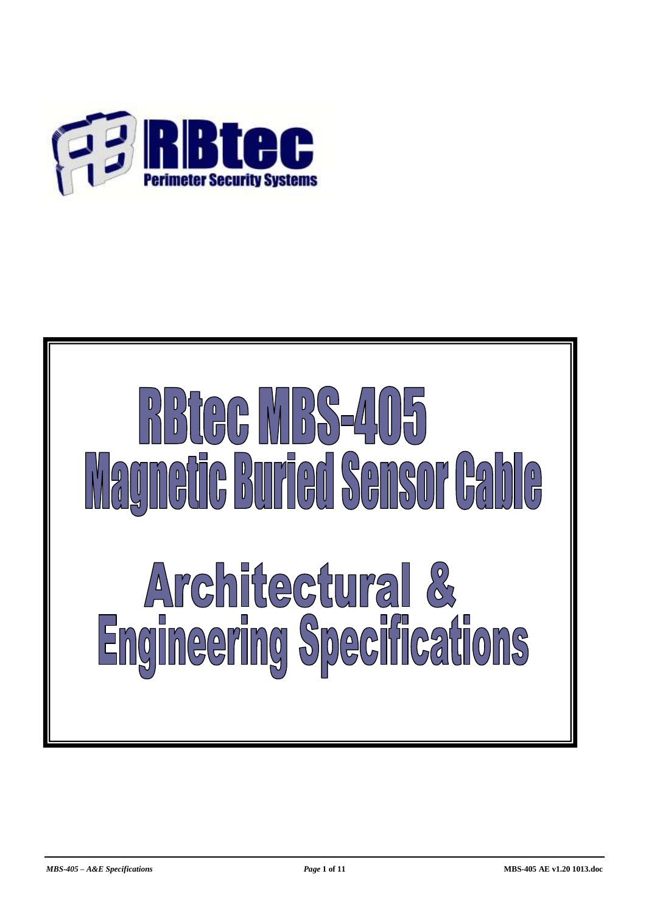RBtec

Perimeter Security Systems

# RBtec MBS-405 Magnetic Buried Sensor Cable

# Architectural & Engineering Specifications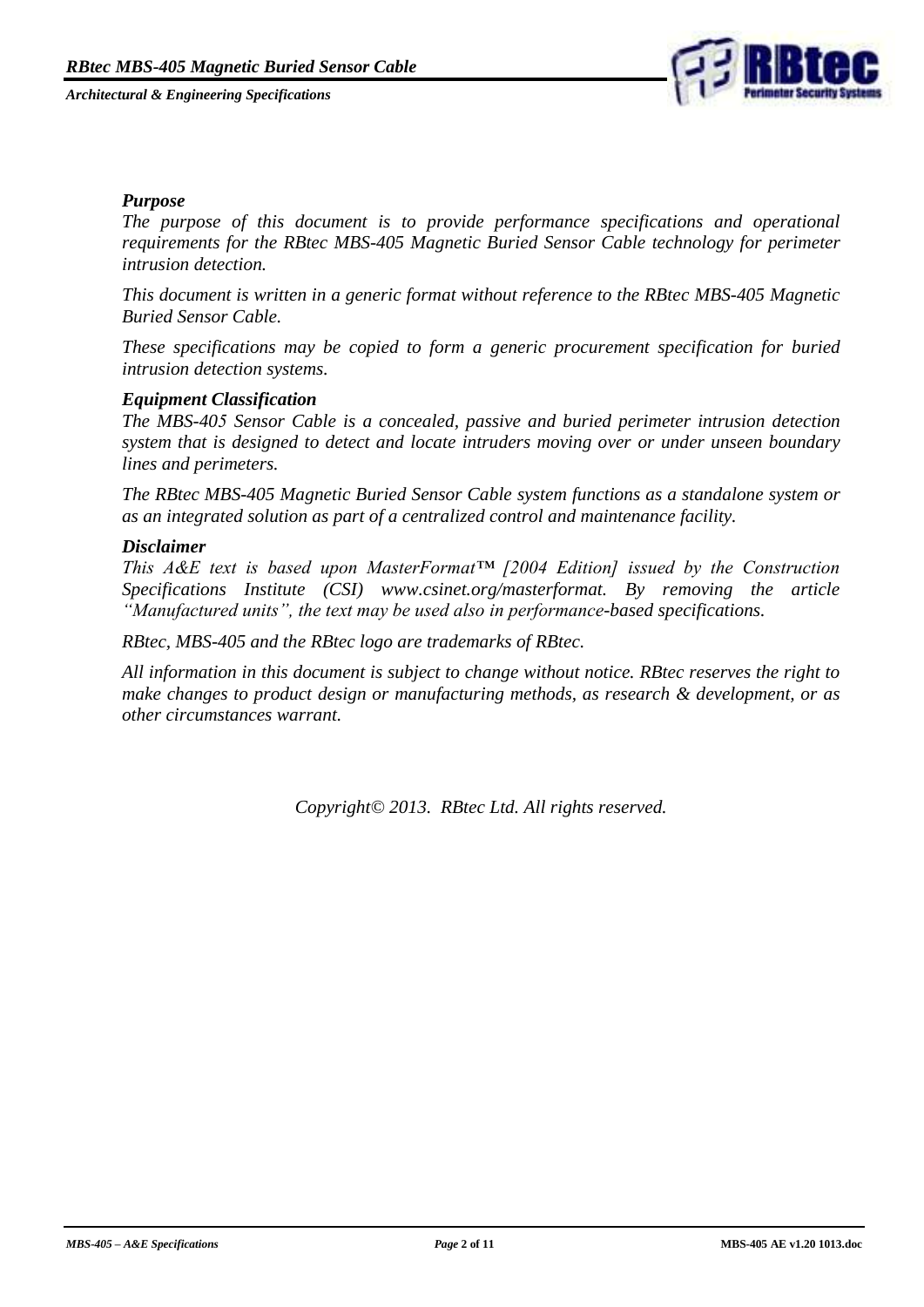## *Purpose*

*The purpose of this document is to provide performance specifications and operational requirements for the RBtec MBS-405 Magnetic Buried Sensor Cable technology for perimeter intrusion detection.*

*This document is written in a generic format without reference to the RBtec MBS-405 Magnetic Buried Sensor Cable.*

*These specifications may be copied to form a generic procurement specification for buried intrusion detection systems.*

## *Equipment Classification*

*The MBS-405 Sensor Cable is a concealed, passive and buried perimeter intrusion detection system that is designed to detect and locate intruders moving over or under unseen boundary lines and perimeters.*

*The RBtec MBS-405 Magnetic Buried Sensor Cable system functions as a standalone system or as an integrated solution as part of a centralized control and maintenance facility.*

## *Disclaimer*

*This A&E text is based upon MasterFormat™ [2004 Edition] issued by the Construction Specifications Institute (CSI) www.csinet.org/masterformat. By removing the article "Manufactured units", the text may be used also in performance-based specifications.*

*RBtec, MBS-405 and the RBtec logo are trademarks of RBtec.*

*All information in this document is subject to change without notice. RBtec reserves the right to make changes to product design or manufacturing methods, as research & development, or as other circumstances warrant.*

*Copyright© 2013. RBtec Ltd. All rights reserved.*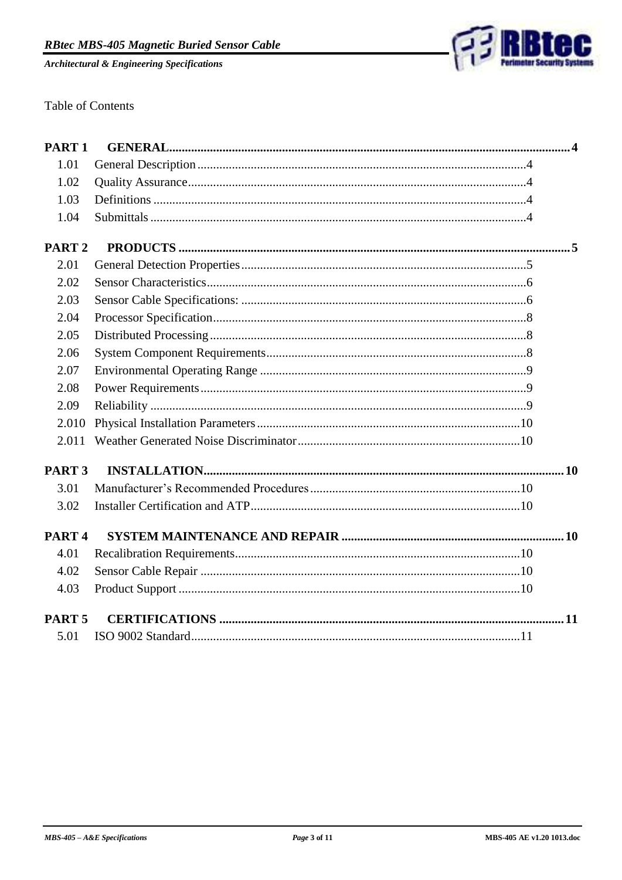Table of Contents

| | | |
|---|---|---|
| **PART 1** | **GENERAL** | **4** |
| 1.01 | General Description | 4 |
| 1.02 | Quality Assurance | 4 |
| 1.03 | Definitions | 4 |
| 1.04 | Submittals | 4 |
| **PART 2** | **PRODUCTS** | **5** |
| 2.01 | General Detection Properties | 5 |
| 2.02 | Sensor Characteristics | 6 |
| 2.03 | Sensor Cable Specifications: | 6 |
| 2.04 | Processor Specification | 8 |
| 2.05 | Distributed Processing | 8 |
| 2.06 | System Component Requirements | 8 |
| 2.07 | Environmental Operating Range | 9 |
| 2.08 | Power Requirements | 9 |
| 2.09 | Reliability | 9 |
| 2.010 | Physical Installation Parameters | 10 |
| 2.011 | Weather Generated Noise Discriminator | 10 |
| **PART 3** | **INSTALLATION** | **10** |
| 3.01 | Manufacturer's Recommended Procedures | 10 |
| 3.02 | Installer Certification and ATP | 10 |
| **PART 4** | **SYSTEM MAINTENANCE AND REPAIR** | **10** |
| 4.01 | Recalibration Requirements | 10 |
| 4.02 | Sensor Cable Repair | 10 |
| 4.03 | Product Support | 10 |
| **PART 5** | **CERTIFICATIONS** | **11** |
| 5.01 | ISO 9002 Standard | 11 |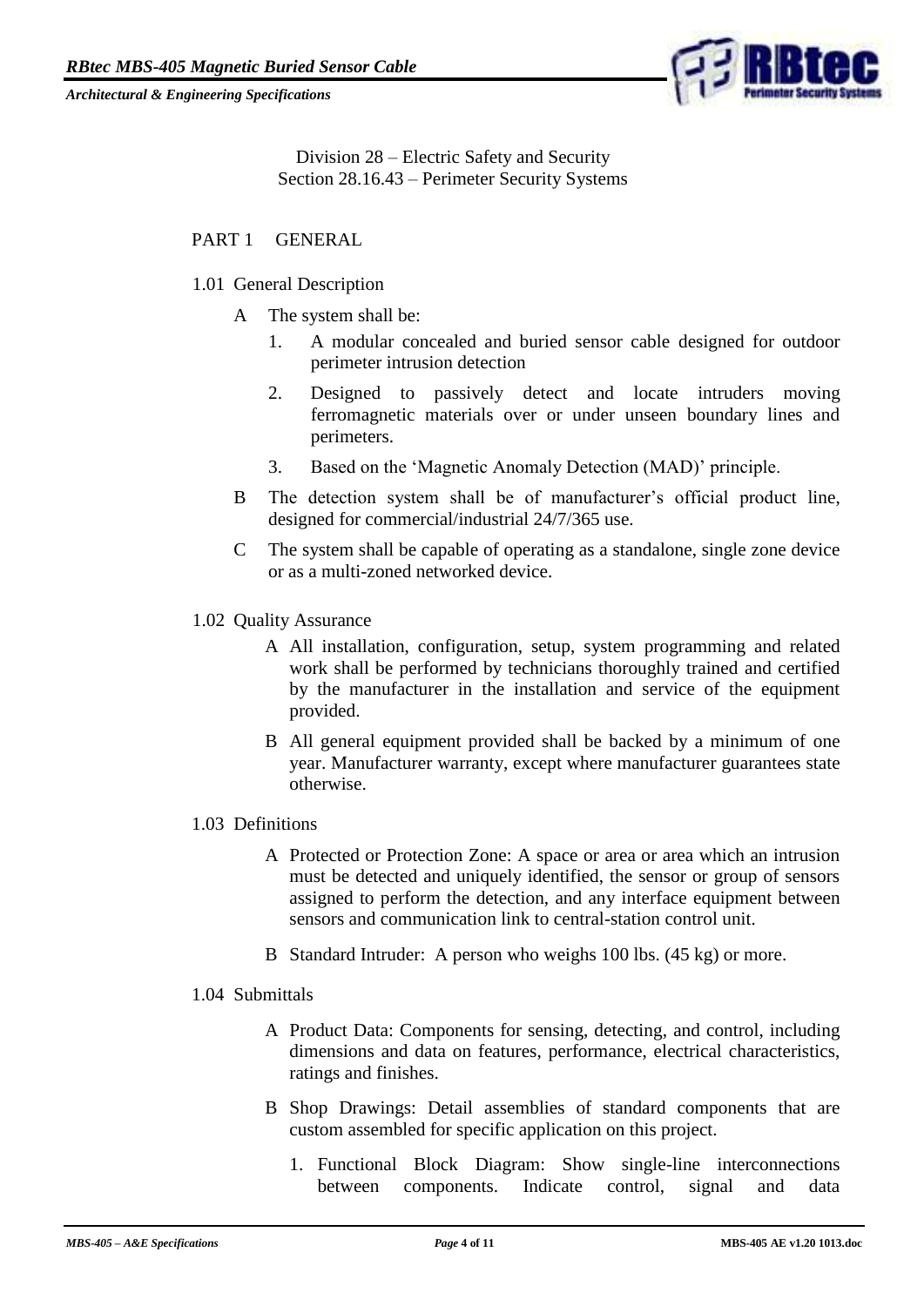Division 28 – Electric Safety and Security
Section 28.16.43 – Perimeter Security Systems

## PART 1 GENERAL

### 1.01 General Description

A The system shall be:

1. A modular concealed and buried sensor cable designed for outdoor perimeter intrusion detection
2. Designed to passively detect and locate intruders moving ferromagnetic materials over or under unseen boundary lines and perimeters.
3. Based on the 'Magnetic Anomaly Detection (MAD)' principle.

B The detection system shall be of manufacturer's official product line, designed for commercial/industrial 24/7/365 use.

C The system shall be capable of operating as a standalone, single zone device or as a multi-zoned networked device.

### 1.02 Quality Assurance

A All installation, configuration, setup, system programming and related work shall be performed by technicians thoroughly trained and certified by the manufacturer in the installation and service of the equipment provided.

B All general equipment provided shall be backed by a minimum of one year. Manufacturer warranty, except where manufacturer guarantees state otherwise.

### 1.03 Definitions

A Protected or Protection Zone: A space or area or area which an intrusion must be detected and uniquely identified, the sensor or group of sensors assigned to perform the detection, and any interface equipment between sensors and communication link to central-station control unit.

B Standard Intruder: A person who weighs 100 lbs. (45 kg) or more.

### 1.04 Submittals

A Product Data: Components for sensing, detecting, and control, including dimensions and data on features, performance, electrical characteristics, ratings and finishes.

B Shop Drawings: Detail assemblies of standard components that are custom assembled for specific application on this project.

1. Functional Block Diagram: Show single-line interconnections between components. Indicate control, signal and data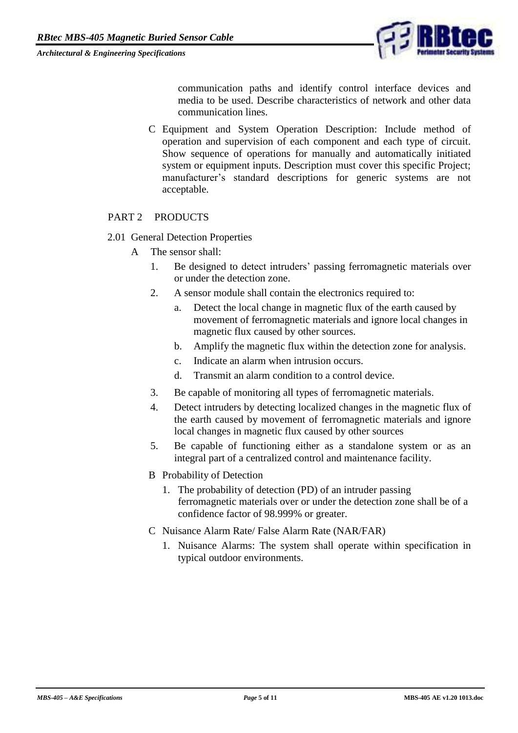communication paths and identify control interface devices and media to be used. Describe characteristics of network and other data communication lines.

C Equipment and System Operation Description: Include method of operation and supervision of each component and each type of circuit. Show sequence of operations for manually and automatically initiated system or equipment inputs. Description must cover this specific Project; manufacturer's standard descriptions for generic systems are not acceptable.

## PART 2 PRODUCTS

### 2.01 General Detection Properties

A The sensor shall:

1. Be designed to detect intruders' passing ferromagnetic materials over or under the detection zone.
2. A sensor module shall contain the electronics required to:
   a. Detect the local change in magnetic flux of the earth caused by movement of ferromagnetic materials and ignore local changes in magnetic flux caused by other sources.
   b. Amplify the magnetic flux within the detection zone for analysis.
   c. Indicate an alarm when intrusion occurs.
   d. Transmit an alarm condition to a control device.
3. Be capable of monitoring all types of ferromagnetic materials.
4. Detect intruders by detecting localized changes in the magnetic flux of the earth caused by movement of ferromagnetic materials and ignore local changes in magnetic flux caused by other sources
5. Be capable of functioning either as a standalone system or as an integral part of a centralized control and maintenance facility.

B Probability of Detection

1. The probability of detection (PD) of an intruder passing ferromagnetic materials over or under the detection zone shall be of a confidence factor of 98.999% or greater.

C Nuisance Alarm Rate/ False Alarm Rate (NAR/FAR)

1. Nuisance Alarms: The system shall operate within specification in typical outdoor environments.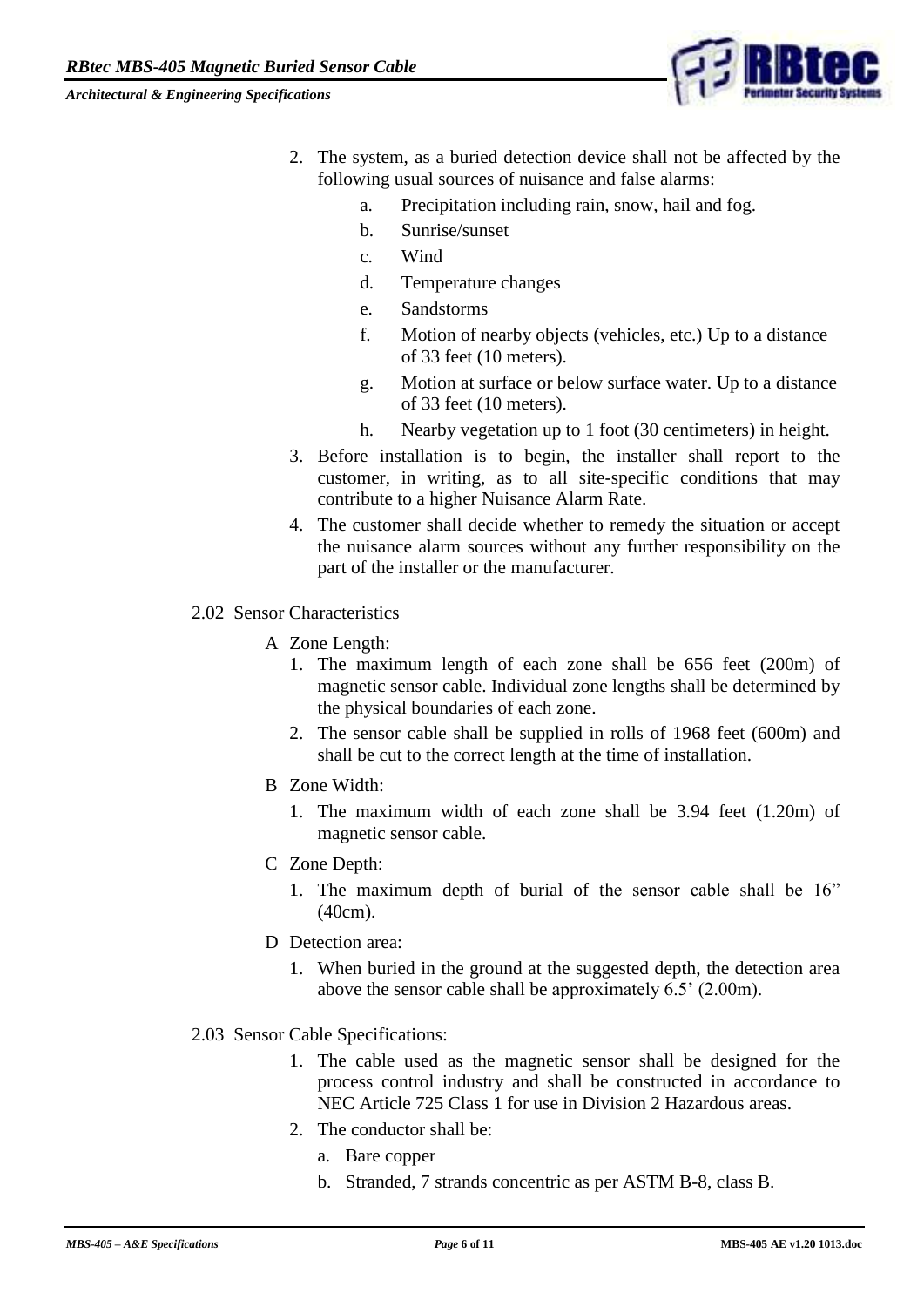2. The system, as a buried detection device shall not be affected by the following usual sources of nuisance and false alarms:
   a. Precipitation including rain, snow, hail and fog.
   b. Sunrise/sunset
   c. Wind
   d. Temperature changes
   e. Sandstorms
   f. Motion of nearby objects (vehicles, etc.) Up to a distance of 33 feet (10 meters).
   g. Motion at surface or below surface water. Up to a distance of 33 feet (10 meters).
   h. Nearby vegetation up to 1 foot (30 centimeters) in height.
3. Before installation is to begin, the installer shall report to the customer, in writing, as to all site-specific conditions that may contribute to a higher Nuisance Alarm Rate.
4. The customer shall decide whether to remedy the situation or accept the nuisance alarm sources without any further responsibility on the part of the installer or the manufacturer.

2.02 Sensor Characteristics

A Zone Length:
1. The maximum length of each zone shall be 656 feet (200m) of magnetic sensor cable. Individual zone lengths shall be determined by the physical boundaries of each zone.
2. The sensor cable shall be supplied in rolls of 1968 feet (600m) and shall be cut to the correct length at the time of installation.

B Zone Width:
1. The maximum width of each zone shall be 3.94 feet (1.20m) of magnetic sensor cable.

C Zone Depth:
1. The maximum depth of burial of the sensor cable shall be 16" (40cm).

D Detection area:
1. When buried in the ground at the suggested depth, the detection area above the sensor cable shall be approximately 6.5' (2.00m).

2.03 Sensor Cable Specifications:
1. The cable used as the magnetic sensor shall be designed for the process control industry and shall be constructed in accordance to NEC Article 725 Class 1 for use in Division 2 Hazardous areas.
2. The conductor shall be:
   a. Bare copper
   b. Stranded, 7 strands concentric as per ASTM B-8, class B.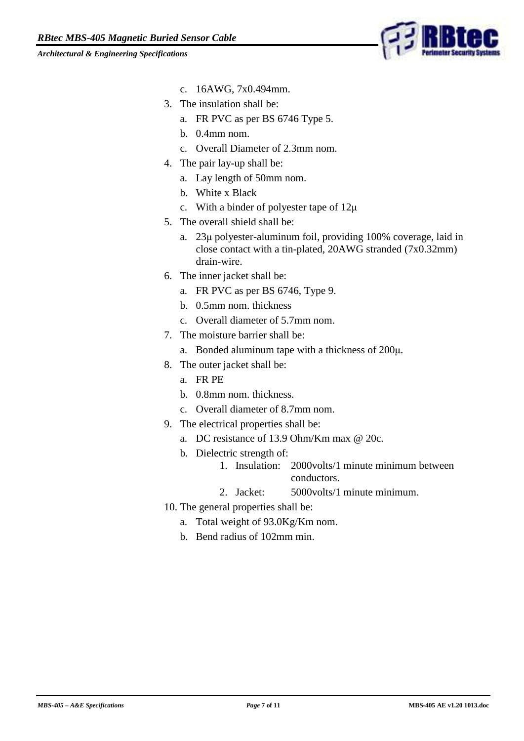c. 16AWG, 7x0.494mm.

3. The insulation shall be:
   a. FR PVC as per BS 6746 Type 5.
   b. 0.4mm nom.
   c. Overall Diameter of 2.3mm nom.
4. The pair lay-up shall be:
   a. Lay length of 50mm nom.
   b. White x Black
   c. With a binder of polyester tape of 12µ
5. The overall shield shall be:
   a. 23µ polyester-aluminum foil, providing 100% coverage, laid in close contact with a tin-plated, 20AWG stranded (7x0.32mm) drain-wire.
6. The inner jacket shall be:
   a. FR PVC as per BS 6746, Type 9.
   b. 0.5mm nom. thickness
   c. Overall diameter of 5.7mm nom.
7. The moisture barrier shall be:
   a. Bonded aluminum tape with a thickness of 200µ.
8. The outer jacket shall be:
   a. FR PE
   b. 0.8mm nom. thickness.
   c. Overall diameter of 8.7mm nom.
9. The electrical properties shall be:
   a. DC resistance of 13.9 Ohm/Km max @ 20c.
   b. Dielectric strength of:
      1. Insulation: 2000volts/1 minute minimum between conductors.
      2. Jacket: 5000volts/1 minute minimum.
10. The general properties shall be:
    a. Total weight of 93.0Kg/Km nom.
    b. Bend radius of 102mm min.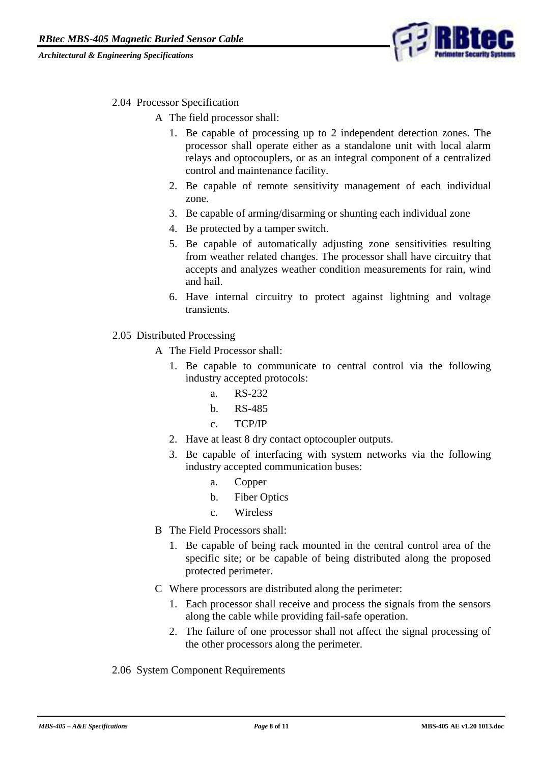## 2.04 Processor Specification

A The field processor shall:

1. Be capable of processing up to 2 independent detection zones. The processor shall operate either as a standalone unit with local alarm relays and optocouplers, or as an integral component of a centralized control and maintenance facility.
2. Be capable of remote sensitivity management of each individual zone.
3. Be capable of arming/disarming or shunting each individual zone
4. Be protected by a tamper switch.
5. Be capable of automatically adjusting zone sensitivities resulting from weather related changes. The processor shall have circuitry that accepts and analyzes weather condition measurements for rain, wind and hail.
6. Have internal circuitry to protect against lightning and voltage transients.

## 2.05 Distributed Processing

A The Field Processor shall:

1. Be capable to communicate to central control via the following industry accepted protocols:
   a. RS-232
   b. RS-485
   c. TCP/IP
2. Have at least 8 dry contact optocoupler outputs.
3. Be capable of interfacing with system networks via the following industry accepted communication buses:
   a. Copper
   b. Fiber Optics
   c. Wireless

B The Field Processors shall:

1. Be capable of being rack mounted in the central control area of the specific site; or be capable of being distributed along the proposed protected perimeter.

C Where processors are distributed along the perimeter:

1. Each processor shall receive and process the signals from the sensors along the cable while providing fail-safe operation.
2. The failure of one processor shall not affect the signal processing of the other processors along the perimeter.

## 2.06 System Component Requirements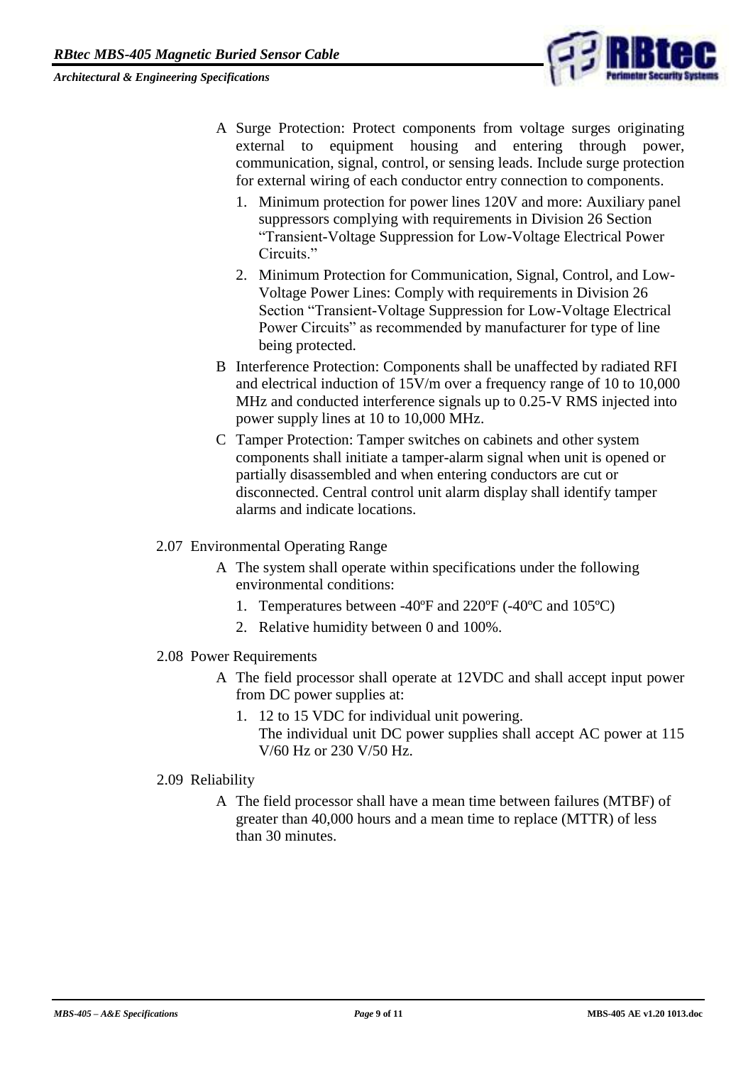A Surge Protection: Protect components from voltage surges originating external to equipment housing and entering through power, communication, signal, control, or sensing leads. Include surge protection for external wiring of each conductor entry connection to components.

1. Minimum protection for power lines 120V and more: Auxiliary panel suppressors complying with requirements in Division 26 Section "Transient-Voltage Suppression for Low-Voltage Electrical Power Circuits."
2. Minimum Protection for Communication, Signal, Control, and Low-Voltage Power Lines: Comply with requirements in Division 26 Section "Transient-Voltage Suppression for Low-Voltage Electrical Power Circuits" as recommended by manufacturer for type of line being protected.

B Interference Protection: Components shall be unaffected by radiated RFI and electrical induction of 15V/m over a frequency range of 10 to 10,000 MHz and conducted interference signals up to 0.25-V RMS injected into power supply lines at 10 to 10,000 MHz.

C Tamper Protection: Tamper switches on cabinets and other system components shall initiate a tamper-alarm signal when unit is opened or partially disassembled and when entering conductors are cut or disconnected. Central control unit alarm display shall identify tamper alarms and indicate locations.

2.07 Environmental Operating Range

A The system shall operate within specifications under the following environmental conditions:

1. Temperatures between -40ºF and 220ºF (-40ºC and 105ºC)
2. Relative humidity between 0 and 100%.

2.08 Power Requirements

A The field processor shall operate at 12VDC and shall accept input power from DC power supplies at:

1. 12 to 15 VDC for individual unit powering.
   The individual unit DC power supplies shall accept AC power at 115 V/60 Hz or 230 V/50 Hz.

2.09 Reliability

A The field processor shall have a mean time between failures (MTBF) of greater than 40,000 hours and a mean time to replace (MTTR) of less than 30 minutes.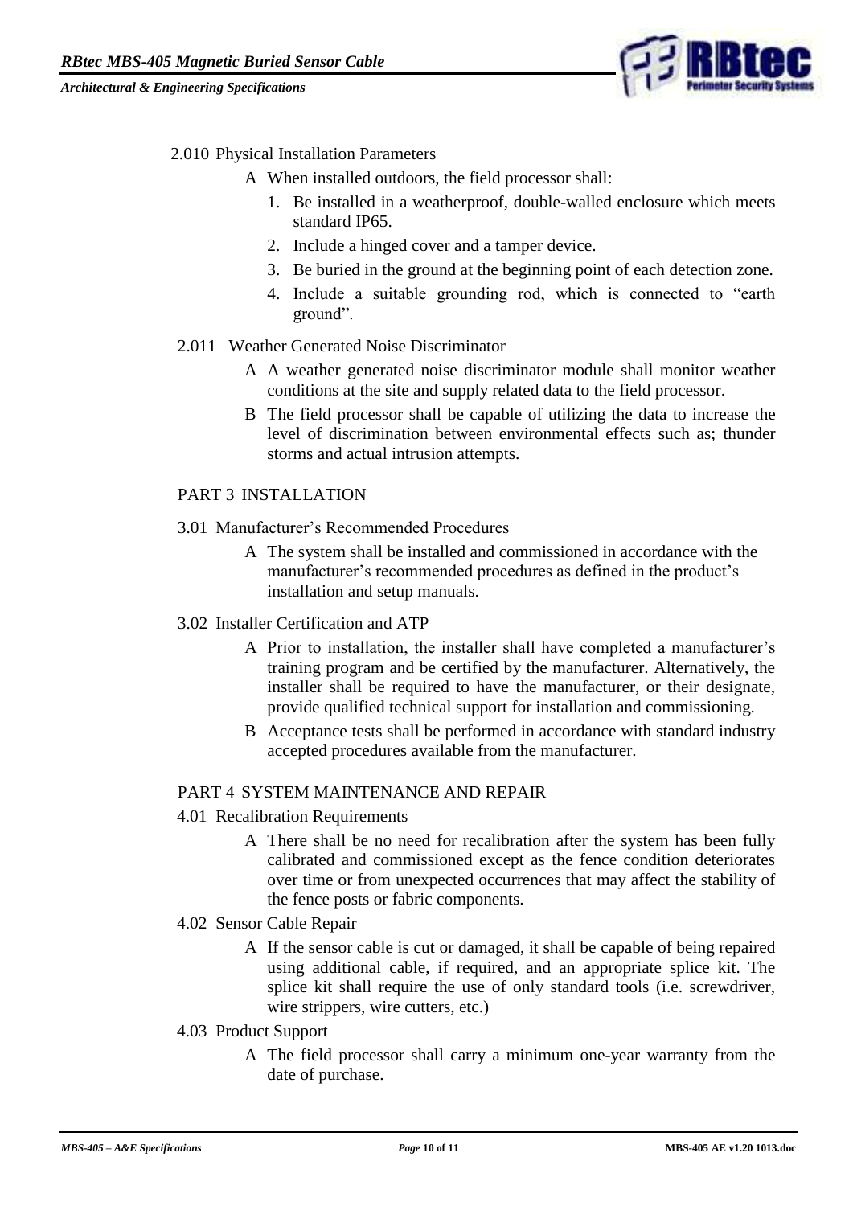2.010 Physical Installation Parameters

A When installed outdoors, the field processor shall:

1. Be installed in a weatherproof, double-walled enclosure which meets standard IP65.
2. Include a hinged cover and a tamper device.
3. Be buried in the ground at the beginning point of each detection zone.
4. Include a suitable grounding rod, which is connected to "earth ground".

2.011 Weather Generated Noise Discriminator

A A weather generated noise discriminator module shall monitor weather conditions at the site and supply related data to the field processor.

B The field processor shall be capable of utilizing the data to increase the level of discrimination between environmental effects such as; thunder storms and actual intrusion attempts.

## PART 3 INSTALLATION

3.01 Manufacturer's Recommended Procedures

A The system shall be installed and commissioned in accordance with the manufacturer's recommended procedures as defined in the product's installation and setup manuals.

3.02 Installer Certification and ATP

A Prior to installation, the installer shall have completed a manufacturer's training program and be certified by the manufacturer. Alternatively, the installer shall be required to have the manufacturer, or their designate, provide qualified technical support for installation and commissioning.

B Acceptance tests shall be performed in accordance with standard industry accepted procedures available from the manufacturer.

## PART 4 SYSTEM MAINTENANCE AND REPAIR

4.01 Recalibration Requirements

A There shall be no need for recalibration after the system has been fully calibrated and commissioned except as the fence condition deteriorates over time or from unexpected occurrences that may affect the stability of the fence posts or fabric components.

4.02 Sensor Cable Repair

A If the sensor cable is cut or damaged, it shall be capable of being repaired using additional cable, if required, and an appropriate splice kit. The splice kit shall require the use of only standard tools (i.e. screwdriver, wire strippers, wire cutters, etc.)

4.03 Product Support

A The field processor shall carry a minimum one-year warranty from the date of purchase.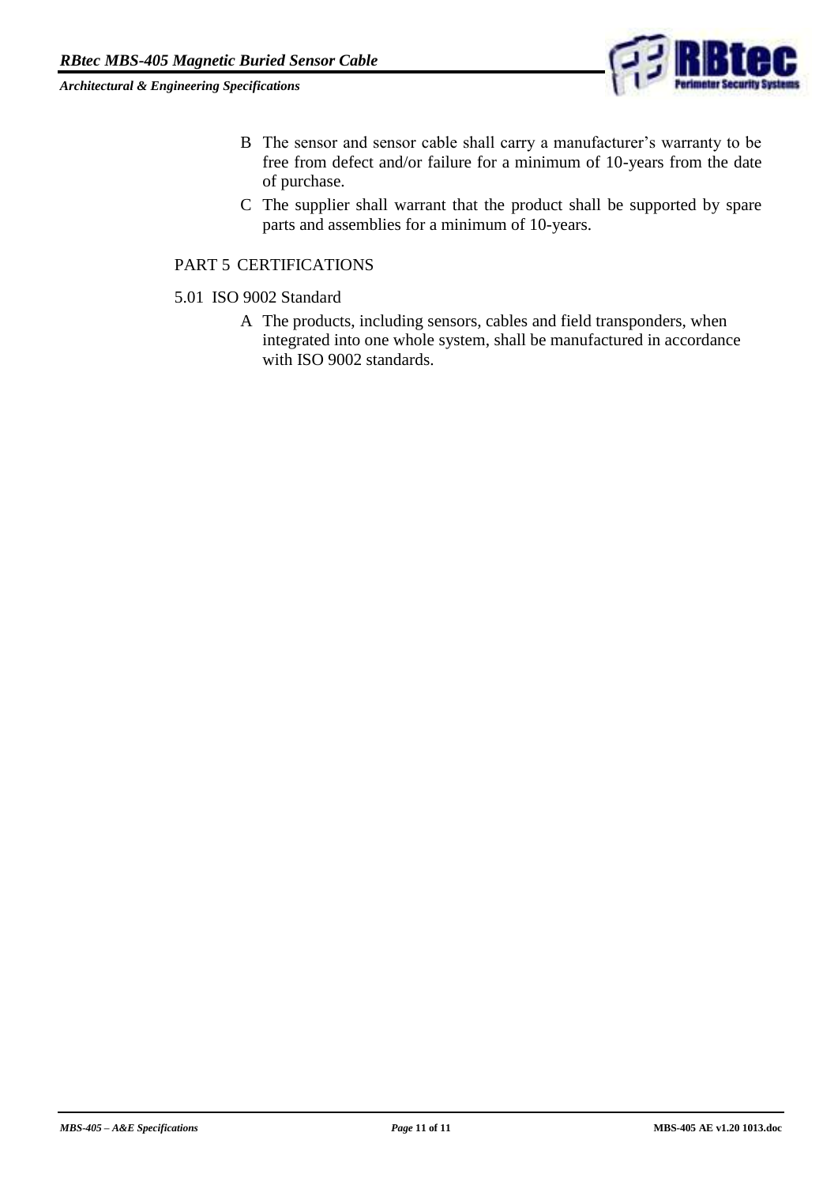B The sensor and sensor cable shall carry a manufacturer's warranty to be free from defect and/or failure for a minimum of 10-years from the date of purchase.

C The supplier shall warrant that the product shall be supported by spare parts and assemblies for a minimum of 10-years.

## PART 5 CERTIFICATIONS

### 5.01 ISO 9002 Standard

A The products, including sensors, cables and field transponders, when integrated into one whole system, shall be manufactured in accordance with ISO 9002 standards.